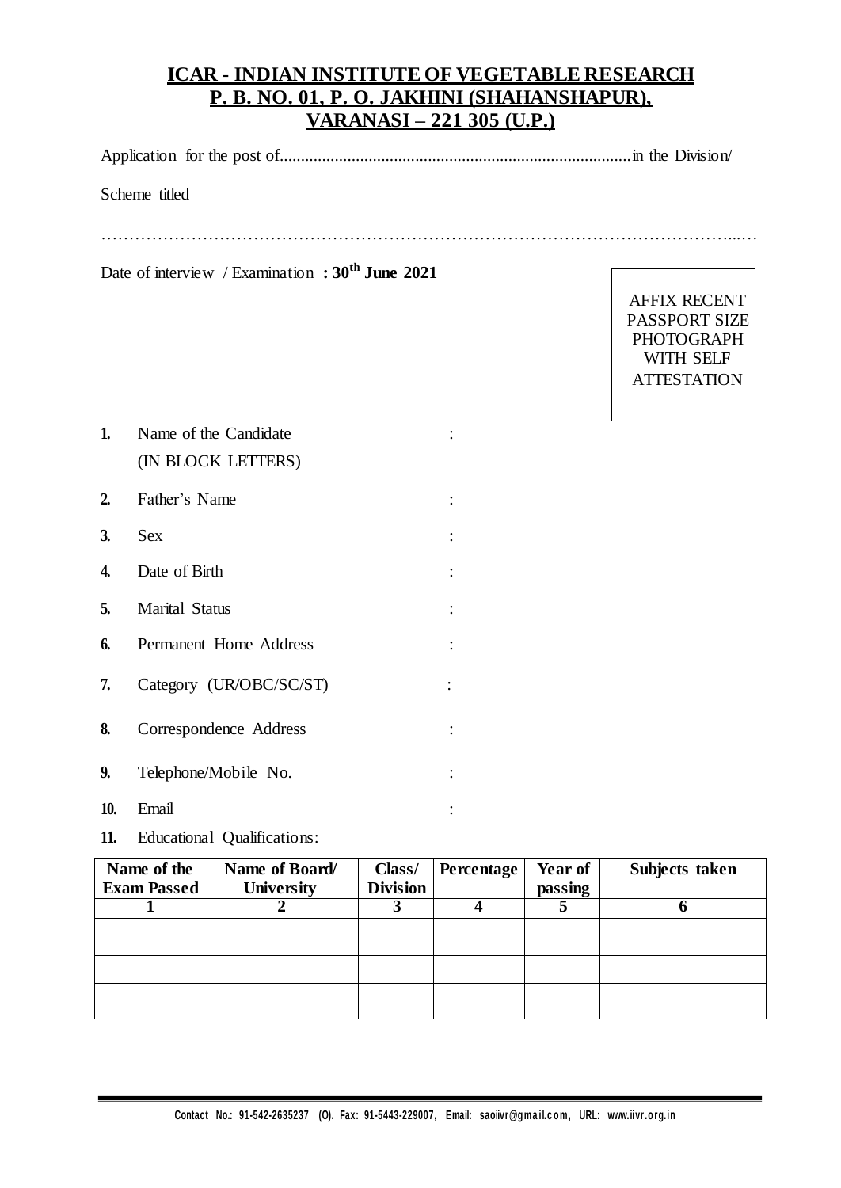# ICAR - INDIAN INSTITUTE OF VEGETABLE RESEARCH
## P. B. NO. 01, P. O. JAKHINI (SHAHANSHAPUR), VARANASI – 221 305 (U.P.)

Application for the post of..................................................................................in the Division/

Scheme titled

…………………………………………………………………………………………………...…

Date of interview / Examination **: 30th June 2021**

AFFIX RECENT PASSPORT SIZE PHOTOGRAPH WITH SELF ATTESTATION

1. Name of the Candidate (IN BLOCK LETTERS) :
2. Father's Name :
3. Sex :
4. Date of Birth :
5. Marital Status :
6. Permanent Home Address :
7. Category (UR/OBC/SC/ST) :
8. Correspondence Address :
9. Telephone/Mobile No. :
10. Email :
11. Educational Qualifications:

| Name of the Exam Passed | Name of Board/ University | Class/ Division | Percentage | Year of passing | Subjects taken |
|---|---|---|---|---|---|
| 1 | 2 | 3 | 4 | 5 | 6 |
| | | | | | |
| | | | | | |
| | | | | | |

Contact No.: 91-542-2635237 (O). Fax: 91-5443-229007, Email: saoiivr@gmail.com, URL: www.iivr.org.in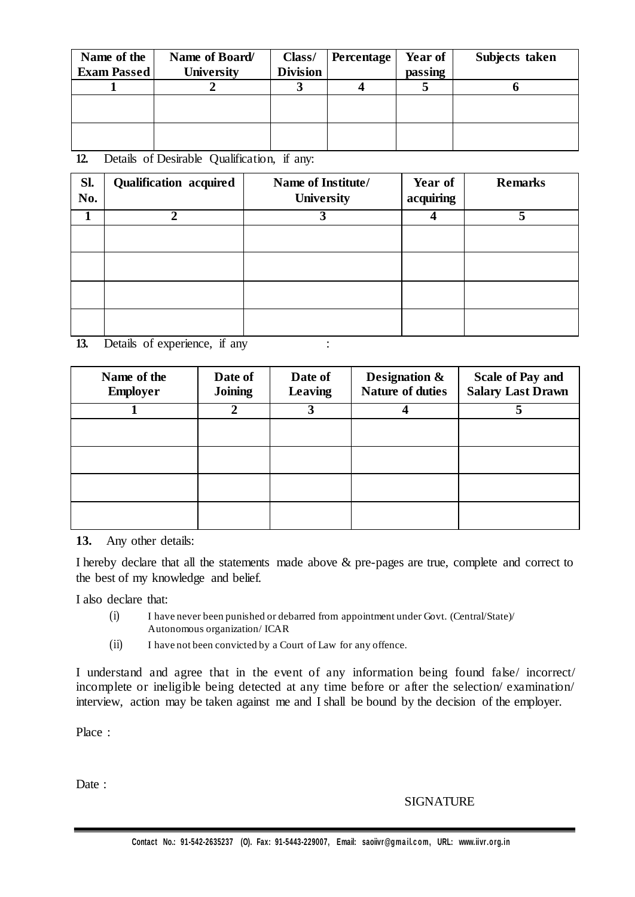| Name of the Exam Passed | Name of Board/ University | Class/ Division | Percentage | Year of passing | Subjects taken |
|---|---|---|---|---|---|
| 1 | 2 | 3 | 4 | 5 | 6 |
| | | | | | |
| | | | | | |

**12.** Details of Desirable Qualification, if any:

| Sl. No. | Qualification acquired | Name of Institute/ University | Year of acquiring | Remarks |
|---|---|---|---|---|
| 1 | 2 | 3 | 4 | 5 |
| | | | | |
| | | | | |
| | | | | |
| | | | | |

**13.** Details of experience, if any :

| Name of the Employer | Date of Joining | Date of Leaving | Designation & Nature of duties | Scale of Pay and Salary Last Drawn |
|---|---|---|---|---|
| 1 | 2 | 3 | 4 | 5 |
| | | | | |
| | | | | |
| | | | | |
| | | | | |

**13.** Any other details:

I hereby declare that all the statements made above & pre-pages are true, complete and correct to the best of my knowledge and belief.

I also declare that:

(i) I have never been punished or debarred from appointment under Govt. (Central/State)/ Autonomous organization/ ICAR

(ii) I have not been convicted by a Court of Law for any offence.

I understand and agree that in the event of any information being found false/ incorrect/ incomplete or ineligible being detected at any time before or after the selection/ examination/ interview, action may be taken against me and I shall be bound by the decision of the employer.

Place :

Date :

SIGNATURE

**Contact No.: 91-542-2635237 (O). Fax: 91-5443-229007, Email: saoiivr@gmail.com, URL: www.iivr.org.in**